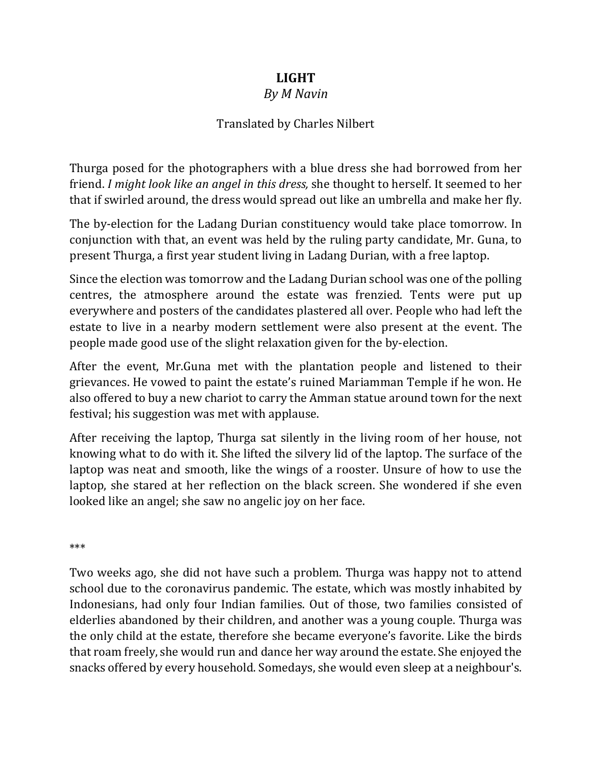# LIGHT

*By M Navin*

Translated by Charles Nilbert

Thurga posed for the photographers with a blue dress she had borrowed from her friend. *I might look like an angel in this dress,* she thought to herself. It seemed to her that if swirled around, the dress would spread out like an umbrella and make her fly.

The by-election for the Ladang Durian constituency would take place tomorrow. In conjunction with that, an event was held by the ruling party candidate, Mr. Guna, to present Thurga, a first year student living in Ladang Durian, with a free laptop.

Since the election was tomorrow and the Ladang Durian school was one of the polling centres, the atmosphere around the estate was frenzied. Tents were put up everywhere and posters of the candidates plastered all over. People who had left the estate to live in a nearby modern settlement were also present at the event. The people made good use of the slight relaxation given for the by-election.

After the event, Mr.Guna met with the plantation people and listened to their grievances. He vowed to paint the estate's ruined Mariamman Temple if he won. He also offered to buy a new chariot to carry the Amman statue around town for the next festival; his suggestion was met with applause.

After receiving the laptop, Thurga sat silently in the living room of her house, not knowing what to do with it. She lifted the silvery lid of the laptop. The surface of the laptop was neat and smooth, like the wings of a rooster. Unsure of how to use the laptop, she stared at her reflection on the black screen. She wondered if she even looked like an angel; she saw no angelic joy on her face.

***

Two weeks ago, she did not have such a problem. Thurga was happy not to attend school due to the coronavirus pandemic. The estate, which was mostly inhabited by Indonesians, had only four Indian families. Out of those, two families consisted of elderlies abandoned by their children, and another was a young couple. Thurga was the only child at the estate, therefore she became everyone's favorite. Like the birds that roam freely, she would run and dance her way around the estate. She enjoyed the snacks offered by every household. Somedays, she would even sleep at a neighbour's.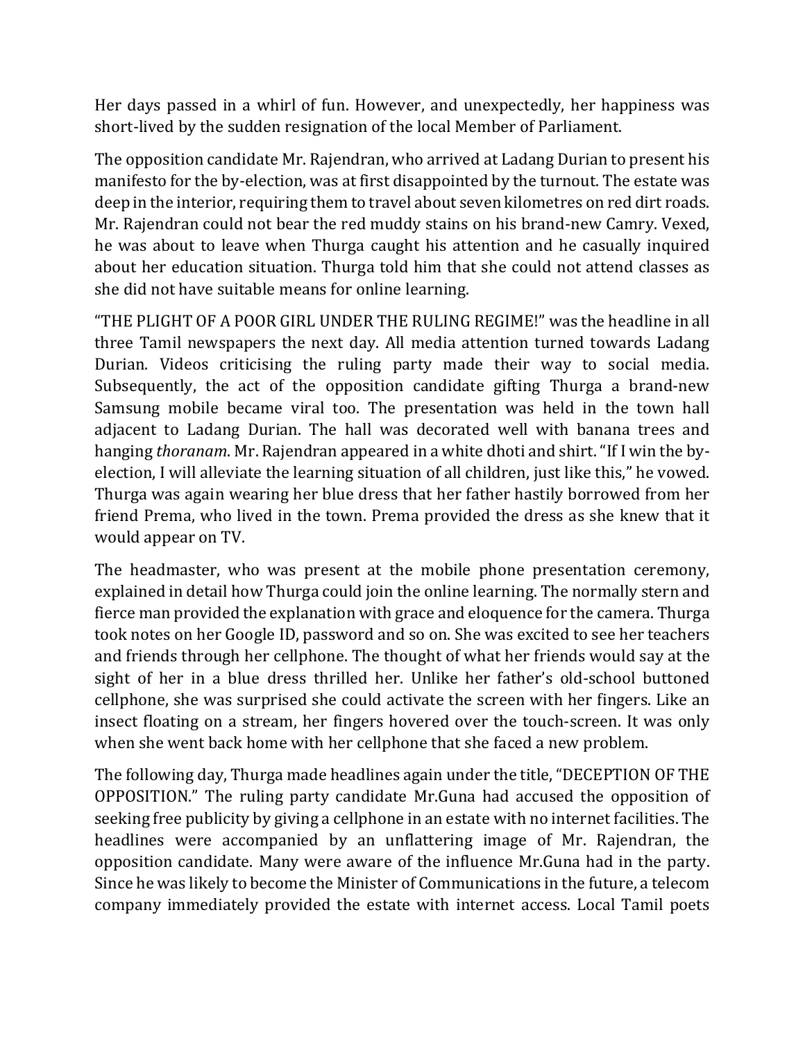Her days passed in a whirl of fun. However, and unexpectedly, her happiness was short-lived by the sudden resignation of the local Member of Parliament.

The opposition candidate Mr. Rajendran, who arrived at Ladang Durian to present his manifesto for the by-election, was at first disappointed by the turnout. The estate was deep in the interior, requiring them to travel about seven kilometres on red dirt roads. Mr. Rajendran could not bear the red muddy stains on his brand-new Camry. Vexed, he was about to leave when Thurga caught his attention and he casually inquired about her education situation. Thurga told him that she could not attend classes as she did not have suitable means for online learning.

"THE PLIGHT OF A POOR GIRL UNDER THE RULING REGIME!" was the headline in all three Tamil newspapers the next day. All media attention turned towards Ladang Durian. Videos criticising the ruling party made their way to social media. Subsequently, the act of the opposition candidate gifting Thurga a brand-new Samsung mobile became viral too. The presentation was held in the town hall adjacent to Ladang Durian. The hall was decorated well with banana trees and hanging *thoranam*. Mr. Rajendran appeared in a white dhoti and shirt. "If I win the by-election, I will alleviate the learning situation of all children, just like this," he vowed. Thurga was again wearing her blue dress that her father hastily borrowed from her friend Prema, who lived in the town. Prema provided the dress as she knew that it would appear on TV.

The headmaster, who was present at the mobile phone presentation ceremony, explained in detail how Thurga could join the online learning. The normally stern and fierce man provided the explanation with grace and eloquence for the camera. Thurga took notes on her Google ID, password and so on. She was excited to see her teachers and friends through her cellphone. The thought of what her friends would say at the sight of her in a blue dress thrilled her. Unlike her father's old-school buttoned cellphone, she was surprised she could activate the screen with her fingers. Like an insect floating on a stream, her fingers hovered over the touch-screen. It was only when she went back home with her cellphone that she faced a new problem.

The following day, Thurga made headlines again under the title, "DECEPTION OF THE OPPOSITION." The ruling party candidate Mr.Guna had accused the opposition of seeking free publicity by giving a cellphone in an estate with no internet facilities. The headlines were accompanied by an unflattering image of Mr. Rajendran, the opposition candidate. Many were aware of the influence Mr.Guna had in the party. Since he was likely to become the Minister of Communications in the future, a telecom company immediately provided the estate with internet access. Local Tamil poets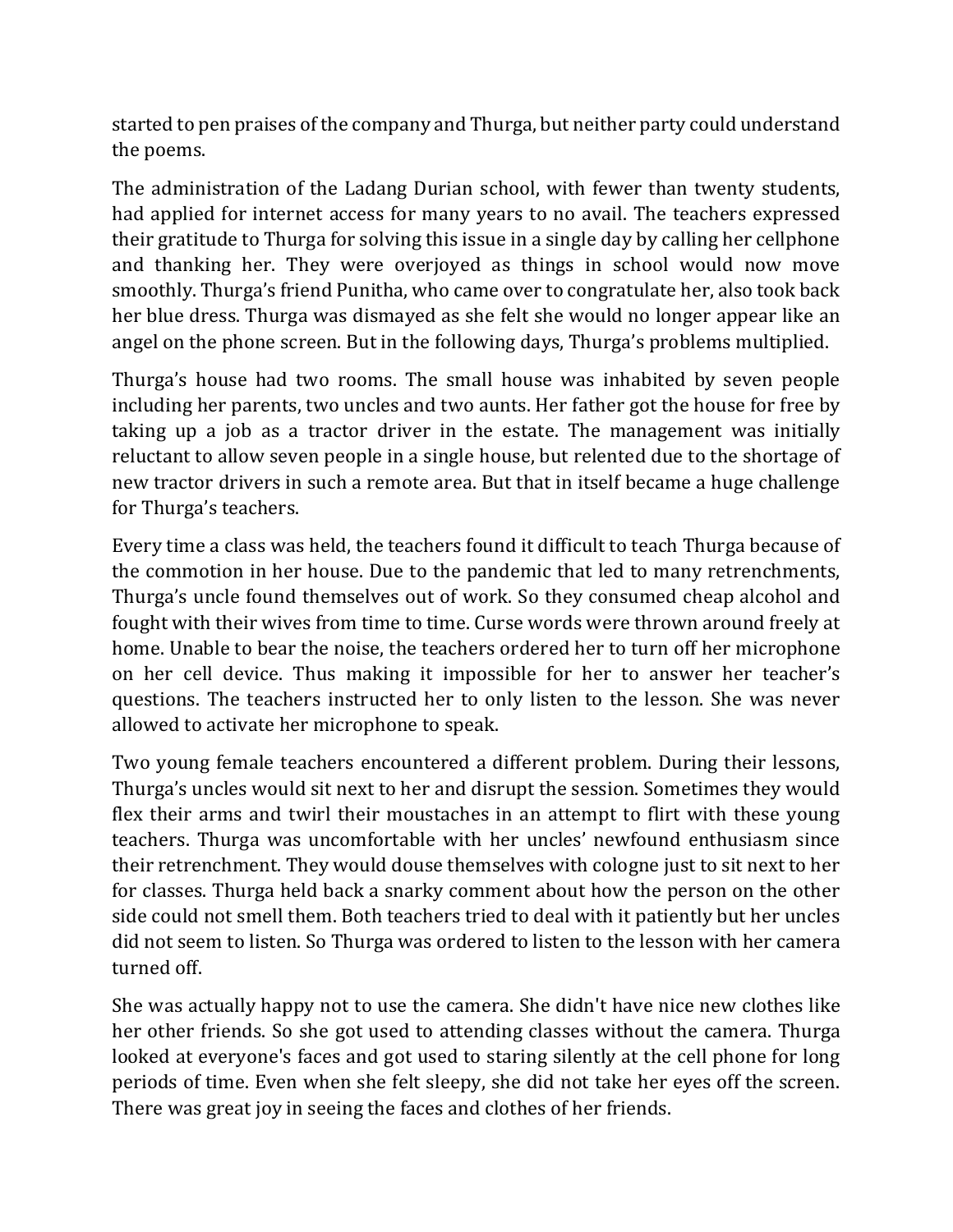started to pen praises of the company and Thurga, but neither party could understand the poems.

The administration of the Ladang Durian school, with fewer than twenty students, had applied for internet access for many years to no avail. The teachers expressed their gratitude to Thurga for solving this issue in a single day by calling her cellphone and thanking her. They were overjoyed as things in school would now move smoothly. Thurga's friend Punitha, who came over to congratulate her, also took back her blue dress. Thurga was dismayed as she felt she would no longer appear like an angel on the phone screen. But in the following days, Thurga's problems multiplied.

Thurga's house had two rooms. The small house was inhabited by seven people including her parents, two uncles and two aunts. Her father got the house for free by taking up a job as a tractor driver in the estate. The management was initially reluctant to allow seven people in a single house, but relented due to the shortage of new tractor drivers in such a remote area. But that in itself became a huge challenge for Thurga's teachers.

Every time a class was held, the teachers found it difficult to teach Thurga because of the commotion in her house. Due to the pandemic that led to many retrenchments, Thurga's uncle found themselves out of work. So they consumed cheap alcohol and fought with their wives from time to time. Curse words were thrown around freely at home. Unable to bear the noise, the teachers ordered her to turn off her microphone on her cell device. Thus making it impossible for her to answer her teacher's questions. The teachers instructed her to only listen to the lesson. She was never allowed to activate her microphone to speak.

Two young female teachers encountered a different problem. During their lessons, Thurga's uncles would sit next to her and disrupt the session. Sometimes they would flex their arms and twirl their moustaches in an attempt to flirt with these young teachers. Thurga was uncomfortable with her uncles' newfound enthusiasm since their retrenchment. They would douse themselves with cologne just to sit next to her for classes. Thurga held back a snarky comment about how the person on the other side could not smell them. Both teachers tried to deal with it patiently but her uncles did not seem to listen. So Thurga was ordered to listen to the lesson with her camera turned off.

She was actually happy not to use the camera. She didn't have nice new clothes like her other friends. So she got used to attending classes without the camera. Thurga looked at everyone's faces and got used to staring silently at the cell phone for long periods of time. Even when she felt sleepy, she did not take her eyes off the screen. There was great joy in seeing the faces and clothes of her friends.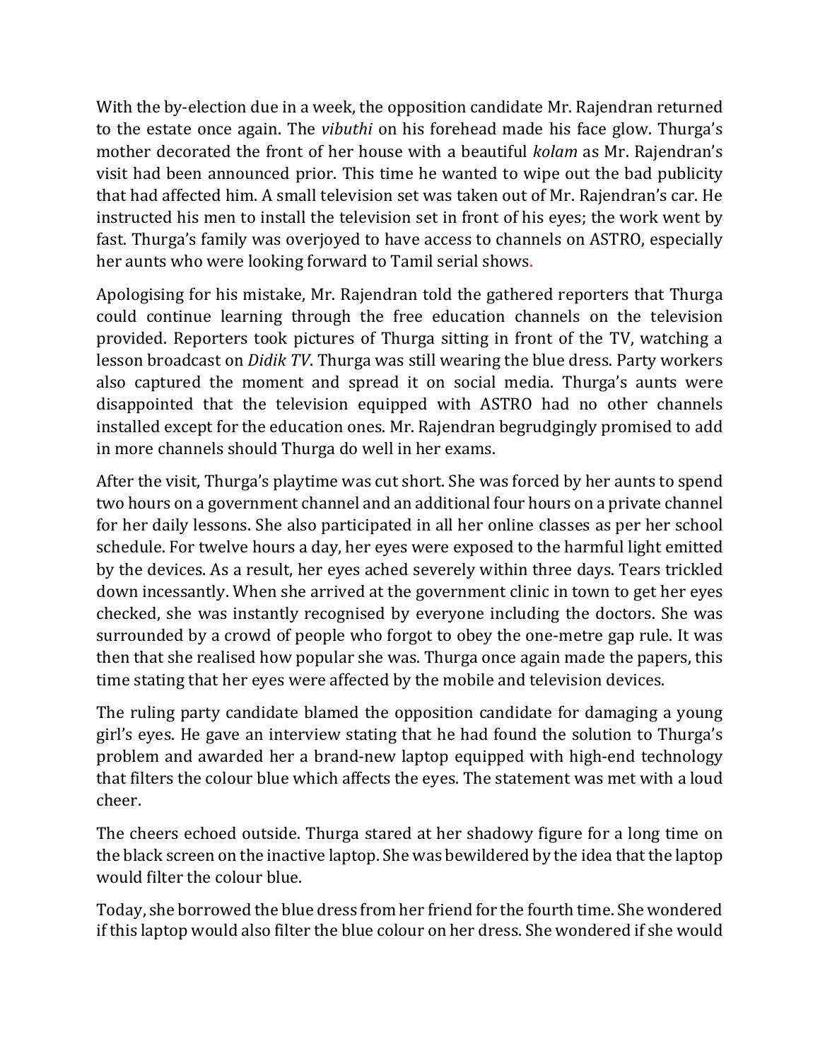With the by-election due in a week, the opposition candidate Mr. Rajendran returned to the estate once again. The *vibuthi* on his forehead made his face glow. Thurga's mother decorated the front of her house with a beautiful *kolam* as Mr. Rajendran's visit had been announced prior. This time he wanted to wipe out the bad publicity that had affected him. A small television set was taken out of Mr. Rajendran's car. He instructed his men to install the television set in front of his eyes; the work went by fast. Thurga's family was overjoyed to have access to channels on ASTRO, especially her aunts who were looking forward to Tamil serial shows.

Apologising for his mistake, Mr. Rajendran told the gathered reporters that Thurga could continue learning through the free education channels on the television provided. Reporters took pictures of Thurga sitting in front of the TV, watching a lesson broadcast on *Didik TV*. Thurga was still wearing the blue dress. Party workers also captured the moment and spread it on social media. Thurga's aunts were disappointed that the television equipped with ASTRO had no other channels installed except for the education ones. Mr. Rajendran begrudgingly promised to add in more channels should Thurga do well in her exams.

After the visit, Thurga's playtime was cut short. She was forced by her aunts to spend two hours on a government channel and an additional four hours on a private channel for her daily lessons. She also participated in all her online classes as per her school schedule. For twelve hours a day, her eyes were exposed to the harmful light emitted by the devices. As a result, her eyes ached severely within three days. Tears trickled down incessantly. When she arrived at the government clinic in town to get her eyes checked, she was instantly recognised by everyone including the doctors. She was surrounded by a crowd of people who forgot to obey the one-metre gap rule. It was then that she realised how popular she was. Thurga once again made the papers, this time stating that her eyes were affected by the mobile and television devices.

The ruling party candidate blamed the opposition candidate for damaging a young girl's eyes. He gave an interview stating that he had found the solution to Thurga's problem and awarded her a brand-new laptop equipped with high-end technology that filters the colour blue which affects the eyes. The statement was met with a loud cheer.

The cheers echoed outside. Thurga stared at her shadowy figure for a long time on the black screen on the inactive laptop. She was bewildered by the idea that the laptop would filter the colour blue.

Today, she borrowed the blue dress from her friend for the fourth time. She wondered if this laptop would also filter the blue colour on her dress. She wondered if she would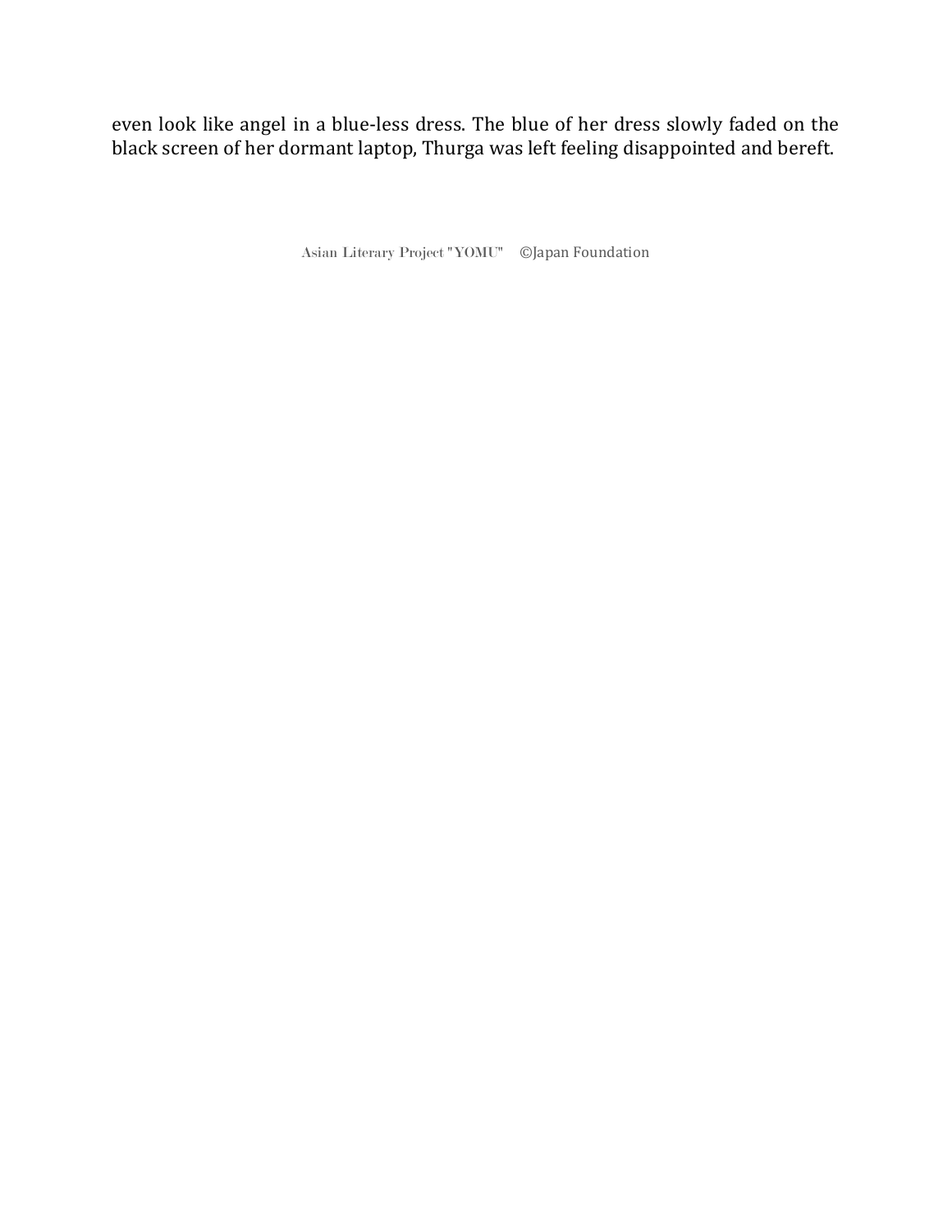even look like angel in a blue-less dress. The blue of her dress slowly faded on the black screen of her dormant laptop, Thurga was left feeling disappointed and bereft.

Asian Literary Project "YOMU" ©Japan Foundation